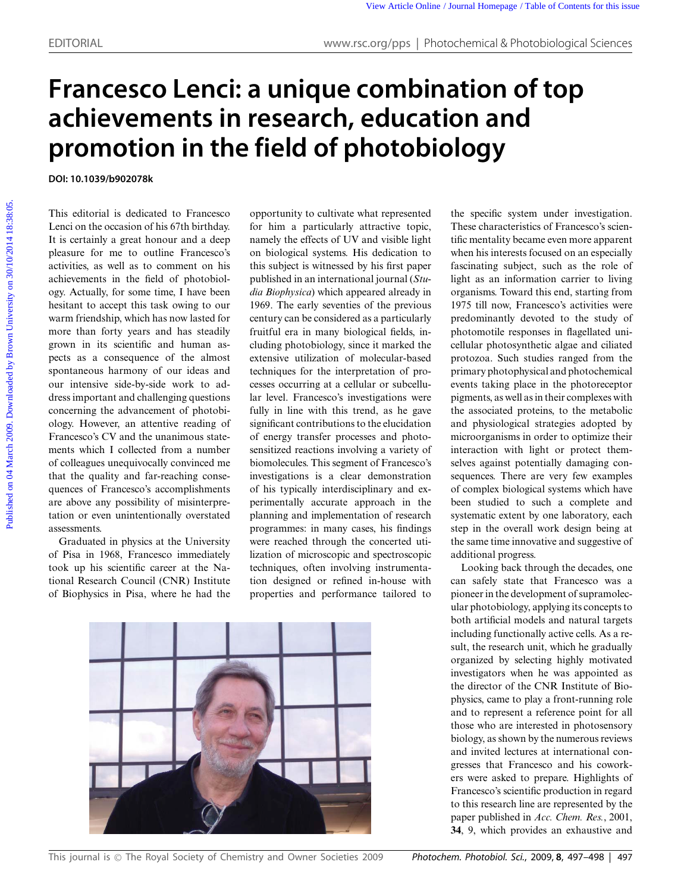EDITORIAL

# Francesco Lenci: a unique combination of top achievements in research, education and promotion in the field of photobiology

**DOI: 10.1039/b902078k**

This editorial is dedicated to Francesco Lenci on the occasion of his 67th birthday. It is certainly a great honour and a deep pleasure for me to outline Francesco's activities, as well as to comment on his achievements in the field of photobiology. Actually, for some time, I have been hesitant to accept this task owing to our warm friendship, which has now lasted for more than forty years and has steadily grown in its scientific and human aspects as a consequence of the almost spontaneous harmony of our ideas and our intensive side-by-side work to address important and challenging questions concerning the advancement of photobiology. However, an attentive reading of Francesco's CV and the unanimous statements which I collected from a number of colleagues unequivocally convinced me that the quality and far-reaching consequences of Francesco's accomplishments are above any possibility of misinterpretation or even unintentionally overstated assessments.

Graduated in physics at the University of Pisa in 1968, Francesco immediately took up his scientific career at the National Research Council (CNR) Institute of Biophysics in Pisa, where he had the opportunity to cultivate what represented for him a particularly attractive topic, namely the effects of UV and visible light on biological systems. His dedication to this subject is witnessed by his first paper published in an international journal (*Studia Biophysica*) which appeared already in 1969. The early seventies of the previous century can be considered as a particularly fruitful era in many biological fields, including photobiology, since it marked the extensive utilization of molecular-based techniques for the interpretation of processes occurring at a cellular or subcellular level. Francesco's investigations were fully in line with this trend, as he gave significant contributions to the elucidation of energy transfer processes and photosensitized reactions involving a variety of biomolecules. This segment of Francesco's investigations is a clear demonstration of his typically interdisciplinary and experimentally accurate approach in the planning and implementation of research programmes: in many cases, his findings were reached through the concerted utilization of microscopic and spectroscopic techniques, often involving instrumentation designed or refined in-house with properties and performance tailored to the specific system under investigation. These characteristics of Francesco's scientific mentality became even more apparent when his interests focused on an especially fascinating subject, such as the role of light as an information carrier to living organisms. Toward this end, starting from 1975 till now, Francesco's activities were predominantly devoted to the study of photomotile responses in flagellated unicellular photosynthetic algae and ciliated protozoa. Such studies ranged from the primary photophysical and photochemical events taking place in the photoreceptor pigments, as well as in their complexes with the associated proteins, to the metabolic and physiological strategies adopted by microorganisms in order to optimize their interaction with light or protect themselves against potentially damaging consequences. There are very few examples of complex biological systems which have been studied to such a complete and systematic extent by one laboratory, each step in the overall work design being at the same time innovative and suggestive of additional progress.

Looking back through the decades, one can safely state that Francesco was a pioneer in the development of supramolecular photobiology, applying its concepts to both artificial models and natural targets including functionally active cells. As a result, the research unit, which he gradually organized by selecting highly motivated investigators when he was appointed as the director of the CNR Institute of Biophysics, came to play a front-running role and to represent a reference point for all those who are interested in photosensory biology, as shown by the numerous reviews and invited lectures at international congresses that Francesco and his coworkers were asked to prepare. Highlights of Francesco's scientific production in regard to this research line are represented by the paper published in *Acc. Chem. Res.*, 2001, **34**, 9, which provides an exhaustive and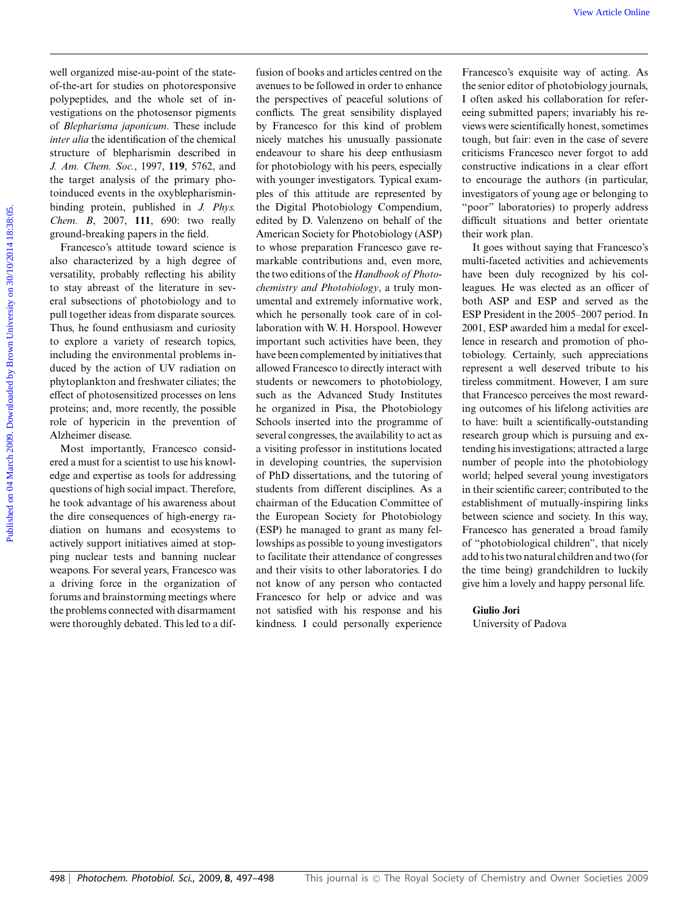well organized mise-au-point of the state-of-the-art for studies on photoresponsive polypeptides, and the whole set of investigations on the photosensor pigments of *Blepharisma japonicum*. These include *inter alia* the identification of the chemical structure of blepharismin described in *J. Am. Chem. Soc.*, 1997, **119**, 5762, and the target analysis of the primary photoinduced events in the oxyblepharismin-binding protein, published in *J. Phys. Chem. B*, 2007, **111**, 690: two really ground-breaking papers in the field.

Francesco's attitude toward science is also characterized by a high degree of versatility, probably reflecting his ability to stay abreast of the literature in several subsections of photobiology and to pull together ideas from disparate sources. Thus, he found enthusiasm and curiosity to explore a variety of research topics, including the environmental problems induced by the action of UV radiation on phytoplankton and freshwater ciliates; the effect of photosensitized processes on lens proteins; and, more recently, the possible role of hypericin in the prevention of Alzheimer disease.

Most importantly, Francesco considered a must for a scientist to use his knowledge and expertise as tools for addressing questions of high social impact. Therefore, he took advantage of his awareness about the dire consequences of high-energy radiation on humans and ecosystems to actively support initiatives aimed at stopping nuclear tests and banning nuclear weapons. For several years, Francesco was a driving force in the organization of forums and brainstorming meetings where the problems connected with disarmament were thoroughly debated. This led to a diffusion of books and articles centred on the avenues to be followed in order to enhance the perspectives of peaceful solutions of conflicts. The great sensibility displayed by Francesco for this kind of problem nicely matches his unusually passionate endeavour to share his deep enthusiasm for photobiology with his peers, especially with younger investigators. Typical examples of this attitude are represented by the Digital Photobiology Compendium, edited by D. Valenzeno on behalf of the American Society for Photobiology (ASP) to whose preparation Francesco gave remarkable contributions and, even more, the two editions of the *Handbook of Photochemistry and Photobiology*, a truly monumental and extremely informative work, which he personally took care of in collaboration with W. H. Horspool. However important such activities have been, they have been complemented by initiatives that allowed Francesco to directly interact with students or newcomers to photobiology, such as the Advanced Study Institutes he organized in Pisa, the Photobiology Schools inserted into the programme of several congresses, the availability to act as a visiting professor in institutions located in developing countries, the supervision of PhD dissertations, and the tutoring of students from different disciplines. As a chairman of the Education Committee of the European Society for Photobiology (ESP) he managed to grant as many fellowships as possible to young investigators to facilitate their attendance of congresses and their visits to other laboratories. I do not know of any person who contacted Francesco for help or advice and was not satisfied with his response and his kindness. I could personally experience Francesco's exquisite way of acting. As the senior editor of photobiology journals, I often asked his collaboration for refereeing submitted papers; invariably his reviews were scientifically honest, sometimes tough, but fair: even in the case of severe criticisms Francesco never forgot to add constructive indications in a clear effort to encourage the authors (in particular, investigators of young age or belonging to "poor" laboratories) to properly address difficult situations and better orientate their work plan.

It goes without saying that Francesco's multi-faceted activities and achievements have been duly recognized by his colleagues. He was elected as an officer of both ASP and ESP and served as the ESP President in the 2005–2007 period. In 2001, ESP awarded him a medal for excellence in research and promotion of photobiology. Certainly, such appreciations represent a well deserved tribute to his tireless commitment. However, I am sure that Francesco perceives the most rewarding outcomes of his lifelong activities are to have: built a scientifically-outstanding research group which is pursuing and extending his investigations; attracted a large number of people into the photobiology world; helped several young investigators in their scientific career; contributed to the establishment of mutually-inspiring links between science and society. In this way, Francesco has generated a broad family of "photobiological children", that nicely add to his two natural children and two (for the time being) grandchildren to luckily give him a lovely and happy personal life.

**Giulio Jori**
University of Padova